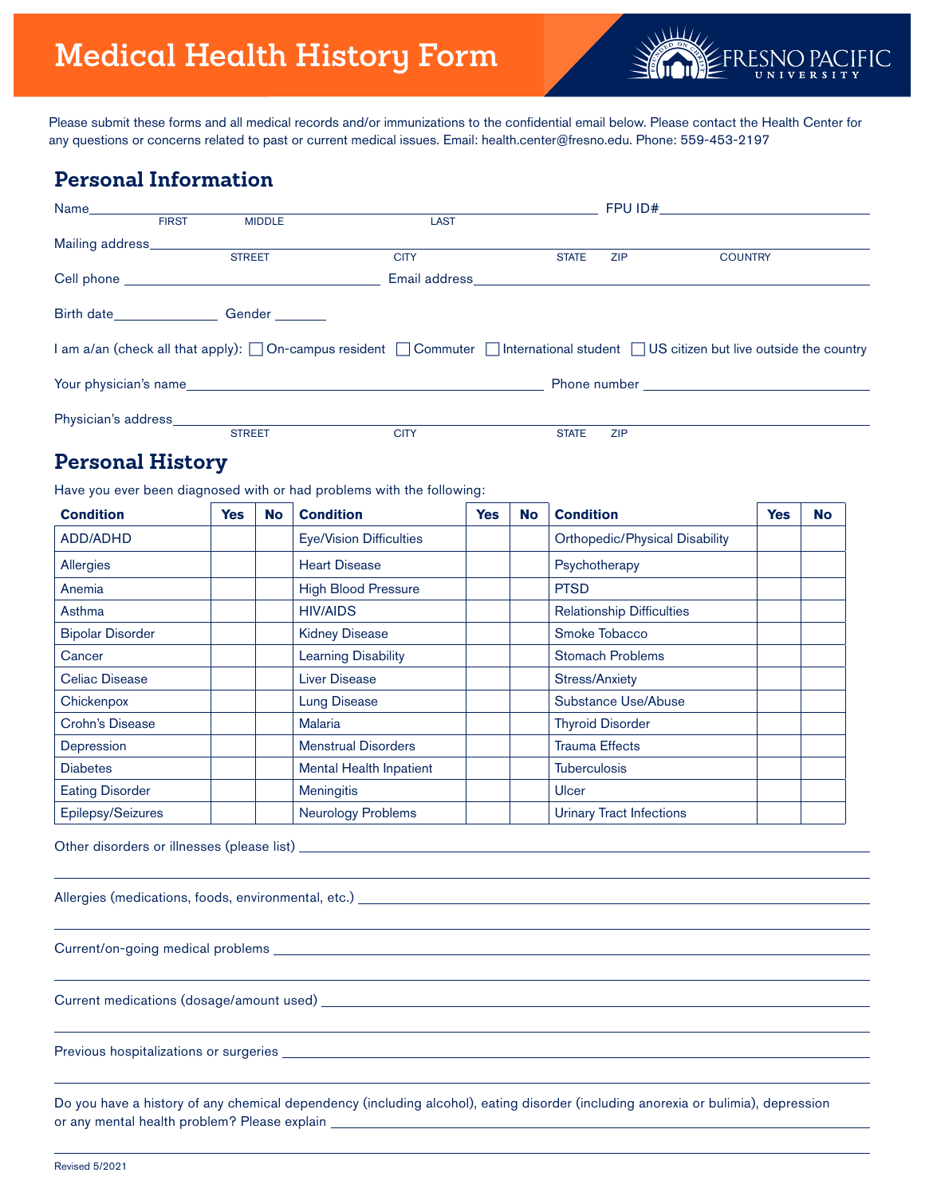# Medical Health History Form

FRESNO PACIFIC UNIVERSITY

Please submit these forms and all medical records and/or immunizations to the confidential email below. Please contact the Health Center for any questions or concerns related to past or current medical issues. Email: health.center@fresno.edu. Phone: 559-453-2197

## Personal Information

Name \_\_\_\_\_\_\_\_\_\_\_\_\_\_\_\_\_\_\_\_\_\_\_\_\_\_\_\_\_\_\_\_\_\_\_\_\_\_\_\_\_\_\_\_ FPU ID# \_\_\_\_\_\_\_\_\_\_\_\_\_\_\_\_\_\_\_\_
FIRST MIDDLE LAST

Mailing address \_\_\_\_\_\_\_\_\_\_\_\_\_\_\_\_\_\_\_\_\_\_\_\_\_\_\_\_\_\_\_\_\_\_\_\_\_\_\_\_\_\_\_\_\_\_\_\_\_\_\_\_\_\_\_\_
STREET CITY STATE ZIP COUNTRY

Cell phone \_\_\_\_\_\_\_\_\_\_\_\_\_\_\_\_\_\_\_\_ Email address \_\_\_\_\_\_\_\_\_\_\_\_\_\_\_\_\_\_\_\_\_\_\_\_\_\_\_\_\_\_

Birth date \_\_\_\_\_\_\_\_\_\_ Gender \_\_\_\_\_\_

I am a/an (check all that apply): ☐ On-campus resident ☐ Commuter ☐ International student ☐ US citizen but live outside the country

Your physician's name \_\_\_\_\_\_\_\_\_\_\_\_\_\_\_\_\_\_\_\_\_\_\_\_\_\_\_\_\_\_ Phone number \_\_\_\_\_\_\_\_\_\_\_\_\_\_\_\_\_\_\_\_

Physician's address \_\_\_\_\_\_\_\_\_\_\_\_\_\_\_\_\_\_\_\_\_\_\_\_\_\_\_\_\_\_\_\_\_\_\_\_\_\_\_\_\_\_\_\_\_\_\_\_\_\_\_\_\_\_\_\_
STREET CITY STATE ZIP

## Personal History

Have you ever been diagnosed with or had problems with the following:

| Condition | Yes | No | Condition | Yes | No | Condition | Yes | No |
|---|---|---|---|---|---|---|---|---|
| ADD/ADHD | | | Eye/Vision Difficulties | | | Orthopedic/Physical Disability | | |
| Allergies | | | Heart Disease | | | Psychotherapy | | |
| Anemia | | | High Blood Pressure | | | PTSD | | |
| Asthma | | | HIV/AIDS | | | Relationship Difficulties | | |
| Bipolar Disorder | | | Kidney Disease | | | Smoke Tobacco | | |
| Cancer | | | Learning Disability | | | Stomach Problems | | |
| Celiac Disease | | | Liver Disease | | | Stress/Anxiety | | |
| Chickenpox | | | Lung Disease | | | Substance Use/Abuse | | |
| Crohn's Disease | | | Malaria | | | Thyroid Disorder | | |
| Depression | | | Menstrual Disorders | | | Trauma Effects | | |
| Diabetes | | | Mental Health Inpatient | | | Tuberculosis | | |
| Eating Disorder | | | Meningitis | | | Ulcer | | |
| Epilepsy/Seizures | | | Neurology Problems | | | Urinary Tract Infections | | |

Other disorders or illnesses (please list) \_\_\_\_\_\_\_\_\_\_\_\_\_\_\_\_\_\_\_\_\_\_\_\_\_\_\_\_\_\_

Allergies (medications, foods, environmental, etc.) \_\_\_\_\_\_\_\_\_\_\_\_\_\_\_\_\_\_\_\_\_\_\_\_\_\_\_\_\_\_

Current/on-going medical problems \_\_\_\_\_\_\_\_\_\_\_\_\_\_\_\_\_\_\_\_\_\_\_\_\_\_\_\_\_\_

Current medications (dosage/amount used) \_\_\_\_\_\_\_\_\_\_\_\_\_\_\_\_\_\_\_\_\_\_\_\_\_\_\_\_\_\_

Previous hospitalizations or surgeries \_\_\_\_\_\_\_\_\_\_\_\_\_\_\_\_\_\_\_\_\_\_\_\_\_\_\_\_\_\_

Do you have a history of any chemical dependency (including alcohol), eating disorder (including anorexia or bulimia), depression or any mental health problem? Please explain \_\_\_\_\_\_\_\_\_\_\_\_\_\_\_\_\_\_\_\_\_\_\_\_\_\_\_\_\_\_

Revised 5/2021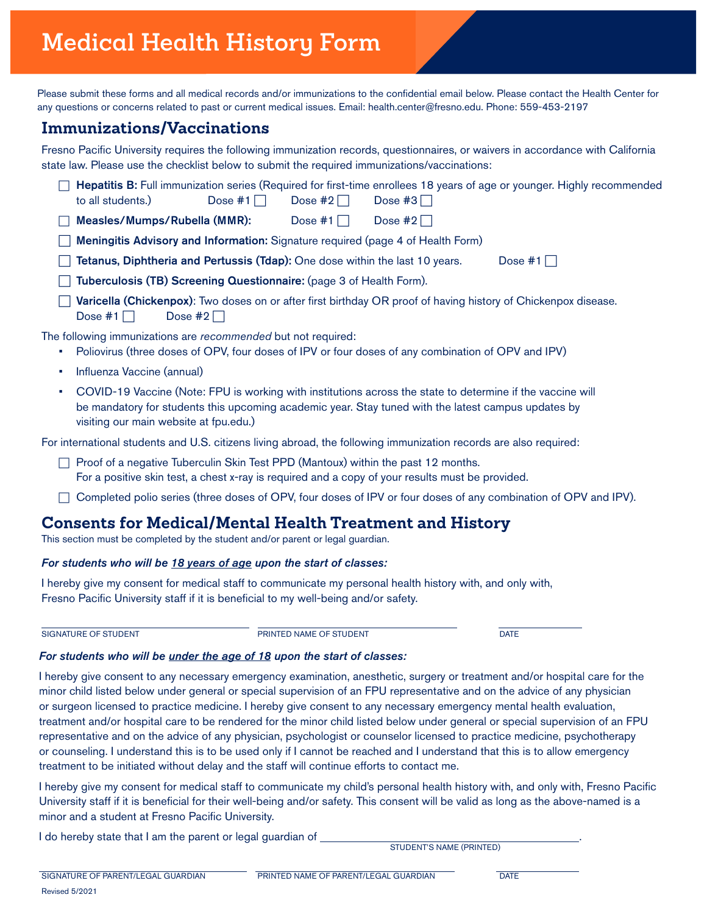# Medical Health History Form

Please submit these forms and all medical records and/or immunizations to the confidential email below. Please contact the Health Center for any questions or concerns related to past or current medical issues. Email: health.center@fresno.edu. Phone: 559-453-2197

## Immunizations/Vaccinations

Fresno Pacific University requires the following immunization records, questionnaires, or waivers in accordance with California state law. Please use the checklist below to submit the required immunizations/vaccinations:

- ☐ **Hepatitis B:** Full immunization series (Required for first-time enrollees 18 years of age or younger. Highly recommended to all students.) Dose #1 ☐ Dose #2 ☐ Dose #3 ☐
- ☐ **Measles/Mumps/Rubella (MMR):** Dose #1 ☐ Dose #2 ☐
- ☐ **Meningitis Advisory and Information:** Signature required (page 4 of Health Form)
- ☐ **Tetanus, Diphtheria and Pertussis (Tdap):** One dose within the last 10 years. Dose #1 ☐
- ☐ **Tuberculosis (TB) Screening Questionnaire:** (page 3 of Health Form).
- ☐ **Varicella (Chickenpox)**: Two doses on or after first birthday OR proof of having history of Chickenpox disease. Dose #1 ☐ Dose #2 ☐

The following immunizations are *recommended* but not required:

- Poliovirus (three doses of OPV, four doses of IPV or four doses of any combination of OPV and IPV)
- Influenza Vaccine (annual)
- COVID-19 Vaccine (Note: FPU is working with institutions across the state to determine if the vaccine will be mandatory for students this upcoming academic year. Stay tuned with the latest campus updates by visiting our main website at fpu.edu.)

For international students and U.S. citizens living abroad, the following immunization records are also required:

- ☐ Proof of a negative Tuberculin Skin Test PPD (Mantoux) within the past 12 months. For a positive skin test, a chest x-ray is required and a copy of your results must be provided.
- ☐ Completed polio series (three doses of OPV, four doses of IPV or four doses of any combination of OPV and IPV).

## Consents for Medical/Mental Health Treatment and History

This section must be completed by the student and/or parent or legal guardian.

***For students who will be 18 years of age upon the start of classes:***

I hereby give my consent for medical staff to communicate my personal health history with, and only with, Fresno Pacific University staff if it is beneficial to my well-being and/or safety.

______________________________ ______________________________ ______________
SIGNATURE OF STUDENT PRINTED NAME OF STUDENT DATE

***For students who will be under the age of 18 upon the start of classes:***

I hereby give consent to any necessary emergency examination, anesthetic, surgery or treatment and/or hospital care for the minor child listed below under general or special supervision of an FPU representative and on the advice of any physician or surgeon licensed to practice medicine. I hereby give consent to any necessary emergency mental health evaluation, treatment and/or hospital care to be rendered for the minor child listed below under general or special supervision of an FPU representative and on the advice of any physician, psychologist or counselor licensed to practice medicine, psychotherapy or counseling. I understand this is to be used only if I cannot be reached and I understand that this is to allow emergency treatment to be initiated without delay and the staff will continue efforts to contact me.

I hereby give my consent for medical staff to communicate my child's personal health history with, and only with, Fresno Pacific University staff if it is beneficial for their well-being and/or safety. This consent will be valid as long as the above-named is a minor and a student at Fresno Pacific University.

I do hereby state that I am the parent or legal guardian of ______________________________.
STUDENT'S NAME (PRINTED)

______________________________ ______________________________ ______________
SIGNATURE OF PARENT/LEGAL GUARDIAN PRINTED NAME OF PARENT/LEGAL GUARDIAN DATE

Revised 5/2021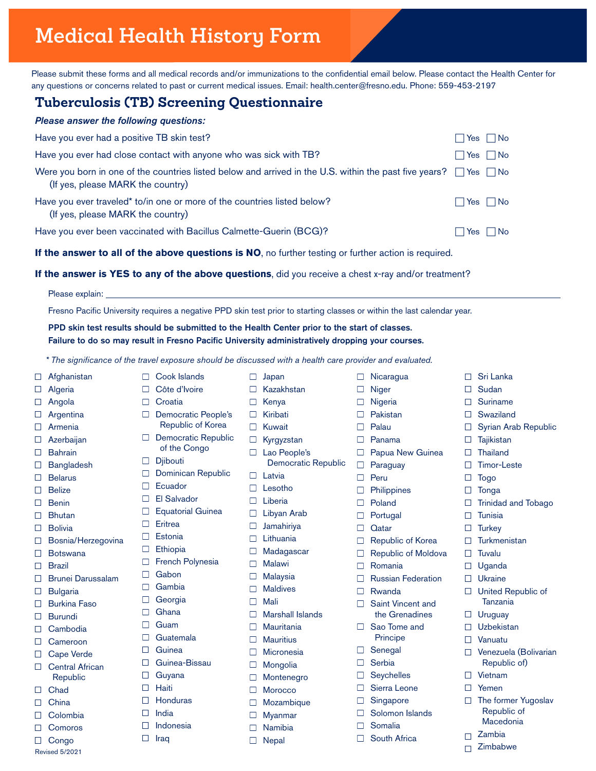# Medical Health History Form

Please submit these forms and all medical records and/or immunizations to the confidential email below. Please contact the Health Center for any questions or concerns related to past or current medical issues. Email: health.center@fresno.edu. Phone: 559-453-2197

## Tuberculosis (TB) Screening Questionnaire

***Please answer the following questions:***

| Question | |
|---|---|
| Have you ever had a positive TB skin test? | ☐ Yes ☐ No |
| Have you ever had close contact with anyone who was sick with TB? | ☐ Yes ☐ No |
| Were you born in one of the countries listed below and arrived in the U.S. within the past five years? (If yes, please MARK the country) | ☐ Yes ☐ No |
| Have you ever traveled* to/in one or more of the countries listed below? (If yes, please MARK the country) | ☐ Yes ☐ No |
| Have you ever been vaccinated with Bacillus Calmette-Guerin (BCG)? | ☐ Yes ☐ No |

**If the answer to all of the above questions is NO**, no further testing or further action is required.

**If the answer is YES to any of the above questions**, did you receive a chest x-ray and/or treatment?

Please explain: ______________________________________________

Fresno Pacific University requires a negative PPD skin test prior to starting classes or within the last calendar year.

**PPD skin test results should be submitted to the Health Center prior to the start of classes.**
**Failure to do so may result in Fresno Pacific University administratively dropping your courses.**

*\* The significance of the travel exposure should be discussed with a health care provider and evaluated.*

- ☐ Afghanistan
- ☐ Algeria
- ☐ Angola
- ☐ Argentina
- ☐ Armenia
- ☐ Azerbaijan
- ☐ Bahrain
- ☐ Bangladesh
- ☐ Belarus
- ☐ Belize
- ☐ Benin
- ☐ Bhutan
- ☐ Bolivia
- ☐ Bosnia/Herzegovina
- ☐ Botswana
- ☐ Brazil
- ☐ Brunei Darussalam
- ☐ Bulgaria
- ☐ Burkina Faso
- ☐ Burundi
- ☐ Cambodia
- ☐ Cameroon
- ☐ Cape Verde
- ☐ Central African Republic
- ☐ Chad
- ☐ China
- ☐ Colombia
- ☐ Comoros
- ☐ Congo
- ☐ Cook Islands
- ☐ Côte d'Ivoire
- ☐ Croatia
- ☐ Democratic People's Republic of Korea
- ☐ Democratic Republic of the Congo
- ☐ Djibouti
- ☐ Dominican Republic
- ☐ Ecuador
- ☐ El Salvador
- ☐ Equatorial Guinea
- ☐ Eritrea
- ☐ Estonia
- ☐ Ethiopia
- ☐ French Polynesia
- ☐ Gabon
- ☐ Gambia
- ☐ Georgia
- ☐ Ghana
- ☐ Guam
- ☐ Guatemala
- ☐ Guinea
- ☐ Guinea-Bissau
- ☐ Guyana
- ☐ Haiti
- ☐ Honduras
- ☐ India
- ☐ Indonesia
- ☐ Iraq
- ☐ Japan
- ☐ Kazakhstan
- ☐ Kenya
- ☐ Kiribati
- ☐ Kuwait
- ☐ Kyrgyzstan
- ☐ Lao People's Democratic Republic
- ☐ Latvia
- ☐ Lesotho
- ☐ Liberia
- ☐ Libyan Arab
- ☐ Jamahiriya
- ☐ Lithuania
- ☐ Madagascar
- ☐ Malawi
- ☐ Malaysia
- ☐ Maldives
- ☐ Mali
- ☐ Marshall Islands
- ☐ Mauritania
- ☐ Mauritius
- ☐ Micronesia
- ☐ Mongolia
- ☐ Montenegro
- ☐ Morocco
- ☐ Mozambique
- ☐ Myanmar
- ☐ Namibia
- ☐ Nepal
- ☐ Nicaragua
- ☐ Niger
- ☐ Nigeria
- ☐ Pakistan
- ☐ Palau
- ☐ Panama
- ☐ Papua New Guinea
- ☐ Paraguay
- ☐ Peru
- ☐ Philippines
- ☐ Poland
- ☐ Portugal
- ☐ Qatar
- ☐ Republic of Korea
- ☐ Republic of Moldova
- ☐ Romania
- ☐ Russian Federation
- ☐ Rwanda
- ☐ Saint Vincent and the Grenadines
- ☐ Sao Tome and Principe
- ☐ Senegal
- ☐ Serbia
- ☐ Seychelles
- ☐ Sierra Leone
- ☐ Singapore
- ☐ Solomon Islands
- ☐ Somalia
- ☐ South Africa
- ☐ Sri Lanka
- ☐ Sudan
- ☐ Suriname
- ☐ Swaziland
- ☐ Syrian Arab Republic
- ☐ Tajikistan
- ☐ Thailand
- ☐ Timor-Leste
- ☐ Togo
- ☐ Tonga
- ☐ Trinidad and Tobago
- ☐ Tunisia
- ☐ Turkey
- ☐ Turkmenistan
- ☐ Tuvalu
- ☐ Uganda
- ☐ Ukraine
- ☐ United Republic of Tanzania
- ☐ Uruguay
- ☐ Uzbekistan
- ☐ Vanuatu
- ☐ Venezuela (Bolivarian Republic of)
- ☐ Vietnam
- ☐ Yemen
- ☐ The former Yugoslav Republic of Macedonia
- ☐ Zambia
- ☐ Zimbabwe

Revised 5/2021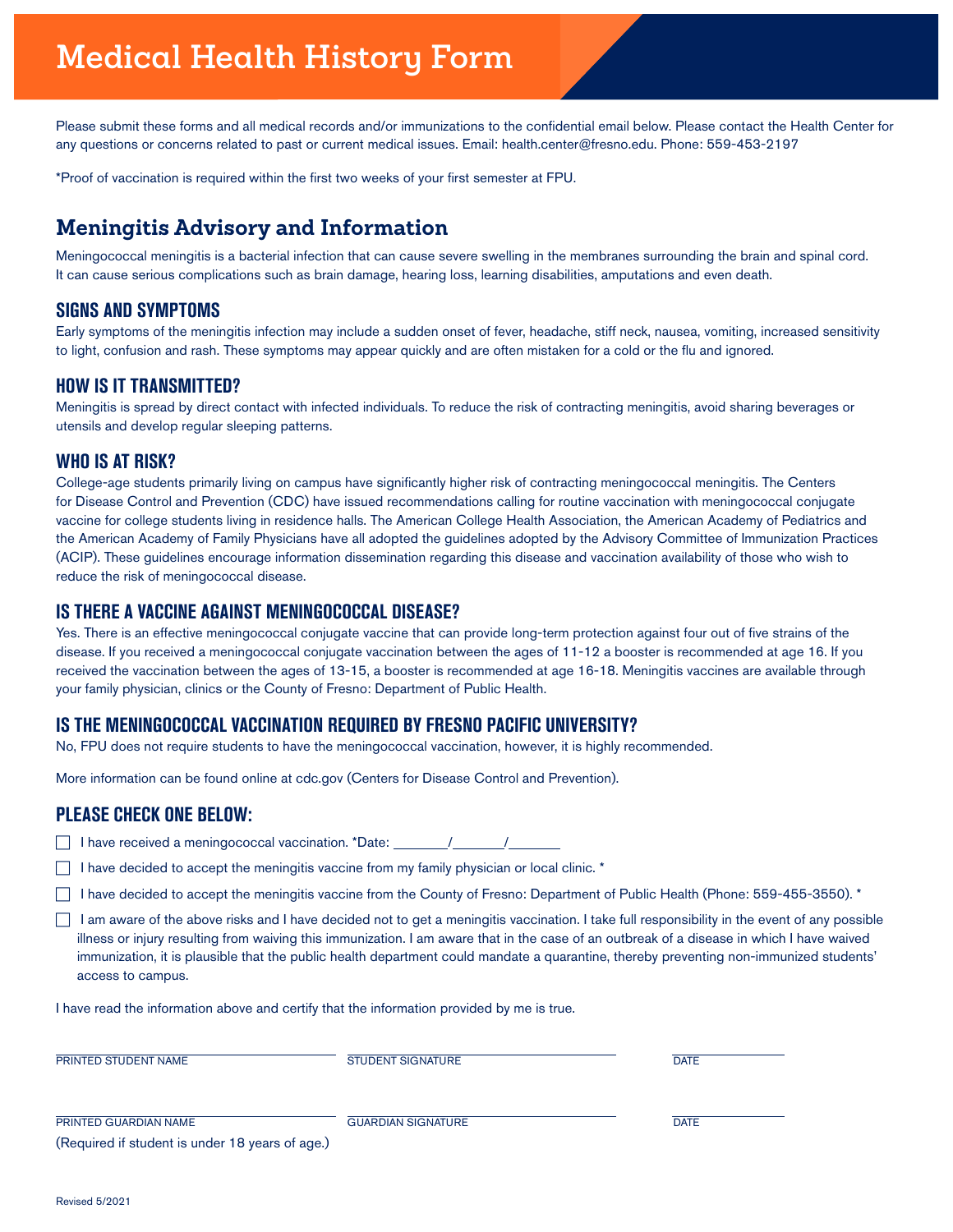# Medical Health History Form

Please submit these forms and all medical records and/or immunizations to the confidential email below. Please contact the Health Center for any questions or concerns related to past or current medical issues. Email: health.center@fresno.edu. Phone: 559-453-2197

*Proof of vaccination is required within the first two weeks of your first semester at FPU.

## Meningitis Advisory and Information

Meningococcal meningitis is a bacterial infection that can cause severe swelling in the membranes surrounding the brain and spinal cord. It can cause serious complications such as brain damage, hearing loss, learning disabilities, amputations and even death.

### SIGNS AND SYMPTOMS

Early symptoms of the meningitis infection may include a sudden onset of fever, headache, stiff neck, nausea, vomiting, increased sensitivity to light, confusion and rash. These symptoms may appear quickly and are often mistaken for a cold or the flu and ignored.

### HOW IS IT TRANSMITTED?

Meningitis is spread by direct contact with infected individuals. To reduce the risk of contracting meningitis, avoid sharing beverages or utensils and develop regular sleeping patterns.

### WHO IS AT RISK?

College-age students primarily living on campus have significantly higher risk of contracting meningococcal meningitis. The Centers for Disease Control and Prevention (CDC) have issued recommendations calling for routine vaccination with meningococcal conjugate vaccine for college students living in residence halls. The American College Health Association, the American Academy of Pediatrics and the American Academy of Family Physicians have all adopted the guidelines adopted by the Advisory Committee of Immunization Practices (ACIP). These guidelines encourage information dissemination regarding this disease and vaccination availability of those who wish to reduce the risk of meningococcal disease.

### IS THERE A VACCINE AGAINST MENINGOCOCCAL DISEASE?

Yes. There is an effective meningococcal conjugate vaccine that can provide long-term protection against four out of five strains of the disease. If you received a meningococcal conjugate vaccination between the ages of 11-12 a booster is recommended at age 16. If you received the vaccination between the ages of 13-15, a booster is recommended at age 16-18. Meningitis vaccines are available through your family physician, clinics or the County of Fresno: Department of Public Health.

### IS THE MENINGOCOCCAL VACCINATION REQUIRED BY FRESNO PACIFIC UNIVERSITY?

No, FPU does not require students to have the meningococcal vaccination, however, it is highly recommended.

More information can be found online at cdc.gov (Centers for Disease Control and Prevention).

### PLEASE CHECK ONE BELOW:

- ☐ I have received a meningococcal vaccination. *Date: _______/_______/_______
- ☐ I have decided to accept the meningitis vaccine from my family physician or local clinic. *
- ☐ I have decided to accept the meningitis vaccine from the County of Fresno: Department of Public Health (Phone: 559-455-3550). *
- ☐ I am aware of the above risks and I have decided not to get a meningitis vaccination. I take full responsibility in the event of any possible illness or injury resulting from waiving this immunization. I am aware that in the case of an outbreak of a disease in which I have waived immunization, it is plausible that the public health department could mandate a quarantine, thereby preventing non-immunized students' access to campus.

I have read the information above and certify that the information provided by me is true.

| | | |
|---|---|---|
| PRINTED STUDENT NAME | STUDENT SIGNATURE | DATE |
| PRINTED GUARDIAN NAME | GUARDIAN SIGNATURE | DATE |

(Required if student is under 18 years of age.)

Revised 5/2021